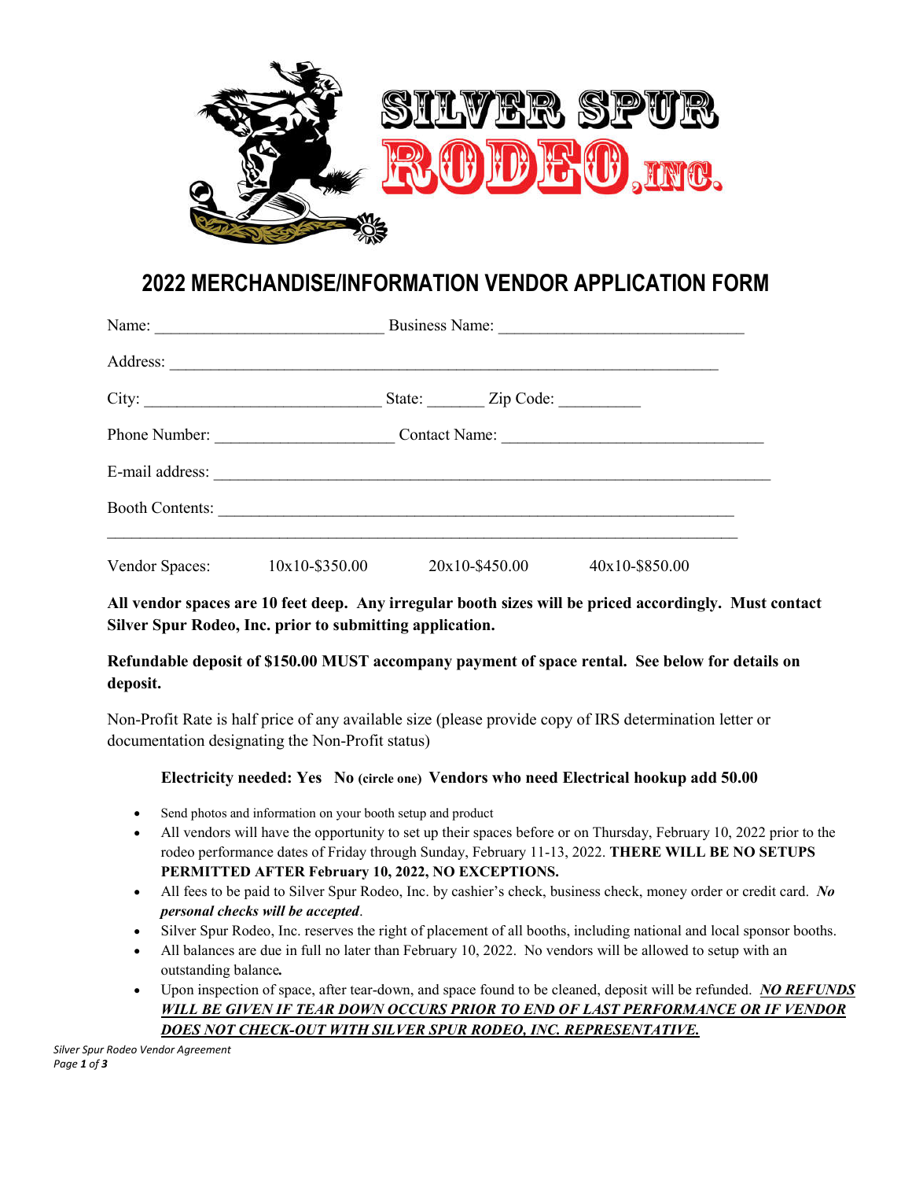SILVER SPUR RODEO, INC.

# 2022 MERCHANDISE/INFORMATION VENDOR APPLICATION FORM

Name: ____________________________ Business Name: ______________________________

Address: ____________________________________________________________________

City: ____________________________ State: _______ Zip Code: __________

Phone Number: _____________________ Contact Name: _______________________________

E-mail address: ______________________________________________________________________

Booth Contents: ________________________________________________________________

________________________________________________________________________________

Vendor Spaces: 10x10-$350.00 20x10-$450.00 40x10-$850.00

**All vendor spaces are 10 feet deep. Any irregular booth sizes will be priced accordingly. Must contact Silver Spur Rodeo, Inc. prior to submitting application.**

**Refundable deposit of $150.00 MUST accompany payment of space rental. See below for details on deposit.**

Non-Profit Rate is half price of any available size (please provide copy of IRS determination letter or documentation designating the Non-Profit status)

**Electricity needed: Yes No (circle one) Vendors who need Electrical hookup add 50.00**

- Send photos and information on your booth setup and product
- All vendors will have the opportunity to set up their spaces before or on Thursday, February 10, 2022 prior to the rodeo performance dates of Friday through Sunday, February 11-13, 2022. **THERE WILL BE NO SETUPS PERMITTED AFTER February 10, 2022, NO EXCEPTIONS.**
- All fees to be paid to Silver Spur Rodeo, Inc. by cashier's check, business check, money order or credit card. ***No personal checks will be accepted***.
- Silver Spur Rodeo, Inc. reserves the right of placement of all booths, including national and local sponsor booths.
- All balances are due in full no later than February 10, 2022. No vendors will be allowed to setup with an outstanding balance***.***
- Upon inspection of space, after tear-down, and space found to be cleaned, deposit will be refunded. ***NO REFUNDS WILL BE GIVEN IF TEAR DOWN OCCURS PRIOR TO END OF LAST PERFORMANCE OR IF VENDOR DOES NOT CHECK-OUT WITH SILVER SPUR RODEO, INC. REPRESENTATIVE.***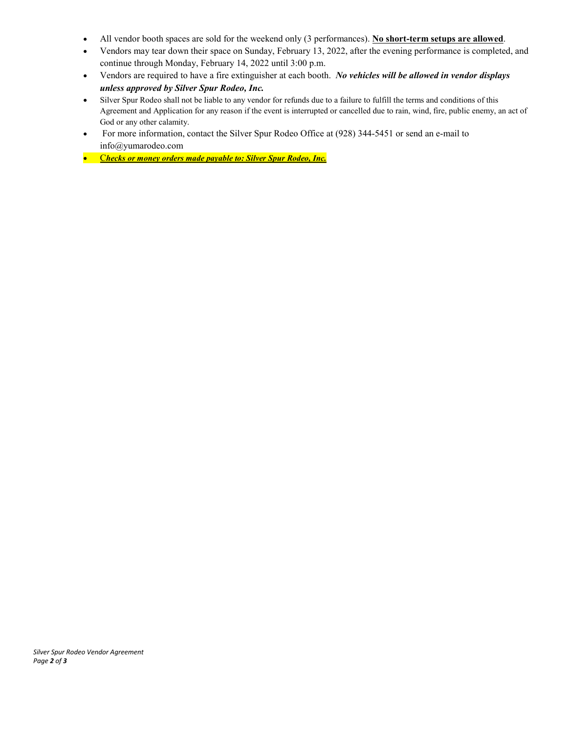- All vendor booth spaces are sold for the weekend only (3 performances). **No short-term setups are allowed**.
- Vendors may tear down their space on Sunday, February 13, 2022, after the evening performance is completed, and continue through Monday, February 14, 2022 until 3:00 p.m.
- Vendors are required to have a fire extinguisher at each booth. ***No vehicles will be allowed in vendor displays unless approved by Silver Spur Rodeo, Inc.***
- Silver Spur Rodeo shall not be liable to any vendor for refunds due to a failure to fulfill the terms and conditions of this Agreement and Application for any reason if the event is interrupted or cancelled due to rain, wind, fire, public enemy, an act of God or any other calamity.
- For more information, contact the Silver Spur Rodeo Office at (928) 344-5451 or send an e-mail to info@yumarodeo.com
- C***hecks or money orders made payable to: Silver Spur Rodeo, Inc.***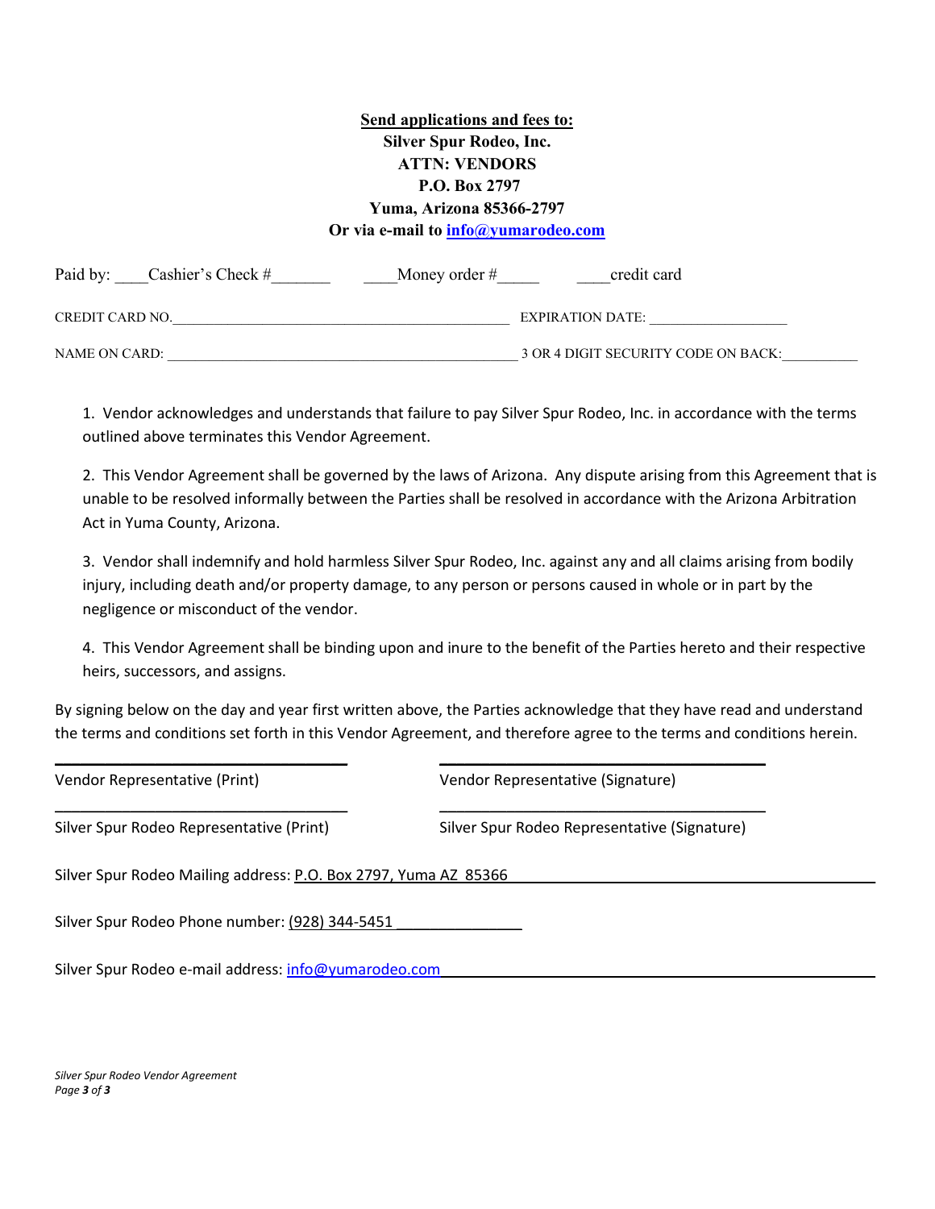**Send applications and fees to:**
**Silver Spur Rodeo, Inc.**
**ATTN: VENDORS**
**P.O. Box 2797**
**Yuma, Arizona 85366-2797**
**Or via e-mail to info@yumarodeo.com**

Paid by: ____Cashier's Check #_______ ____Money order #_____ ____credit card

CREDIT CARD NO.____________________________________________ EXPIRATION DATE: __________________

NAME ON CARD: ______________________________________________ 3 OR 4 DIGIT SECURITY CODE ON BACK:__________

1. Vendor acknowledges and understands that failure to pay Silver Spur Rodeo, Inc. in accordance with the terms outlined above terminates this Vendor Agreement.

2. This Vendor Agreement shall be governed by the laws of Arizona. Any dispute arising from this Agreement that is unable to be resolved informally between the Parties shall be resolved in accordance with the Arizona Arbitration Act in Yuma County, Arizona.

3. Vendor shall indemnify and hold harmless Silver Spur Rodeo, Inc. against any and all claims arising from bodily injury, including death and/or property damage, to any person or persons caused in whole or in part by the negligence or misconduct of the vendor.

4. This Vendor Agreement shall be binding upon and inure to the benefit of the Parties hereto and their respective heirs, successors, and assigns.

By signing below on the day and year first written above, the Parties acknowledge that they have read and understand the terms and conditions set forth in this Vendor Agreement, and therefore agree to the terms and conditions herein.

_________________________________ _________________________________
Vendor Representative (Print) Vendor Representative (Signature)

_________________________________ _________________________________
Silver Spur Rodeo Representative (Print) Silver Spur Rodeo Representative (Signature)

Silver Spur Rodeo Mailing address: P.O. Box 2797, Yuma AZ 85366

Silver Spur Rodeo Phone number: (928) 344-5451

Silver Spur Rodeo e-mail address: info@yumarodeo.com

*Silver Spur Rodeo Vendor Agreement*